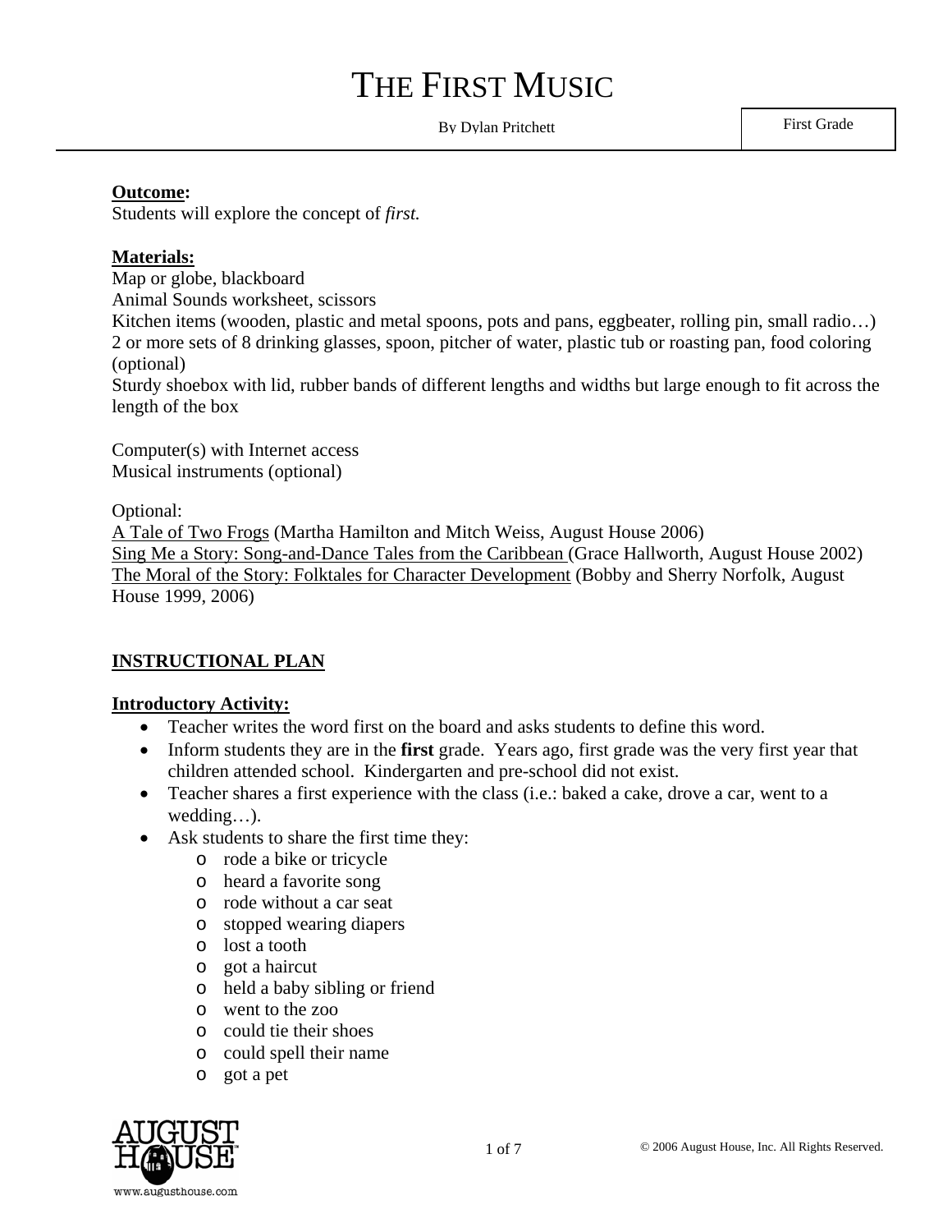# THE FIRST MUSIC

By Dylan Pritchett

First Grade

**Outcome:**
Students will explore the concept of *first.*

**Materials:**
Map or globe, blackboard
Animal Sounds worksheet, scissors
Kitchen items (wooden, plastic and metal spoons, pots and pans, eggbeater, rolling pin, small radio…)
2 or more sets of 8 drinking glasses, spoon, pitcher of water, plastic tub or roasting pan, food coloring (optional)
Sturdy shoebox with lid, rubber bands of different lengths and widths but large enough to fit across the length of the box

Computer(s) with Internet access
Musical instruments (optional)

Optional:
A Tale of Two Frogs (Martha Hamilton and Mitch Weiss, August House 2006)
Sing Me a Story: Song-and-Dance Tales from the Caribbean (Grace Hallworth, August House 2002)
The Moral of the Story: Folktales for Character Development (Bobby and Sherry Norfolk, August House 1999, 2006)

## INSTRUCTIONAL PLAN

**Introductory Activity:**

- Teacher writes the word first on the board and asks students to define this word.
- Inform students they are in the **first** grade. Years ago, first grade was the very first year that children attended school. Kindergarten and pre-school did not exist.
- Teacher shares a first experience with the class (i.e.: baked a cake, drove a car, went to a wedding…).
- Ask students to share the first time they:
  - rode a bike or tricycle
  - heard a favorite song
  - rode without a car seat
  - stopped wearing diapers
  - lost a tooth
  - got a haircut
  - held a baby sibling or friend
  - went to the zoo
  - could tie their shoes
  - could spell their name
  - got a pet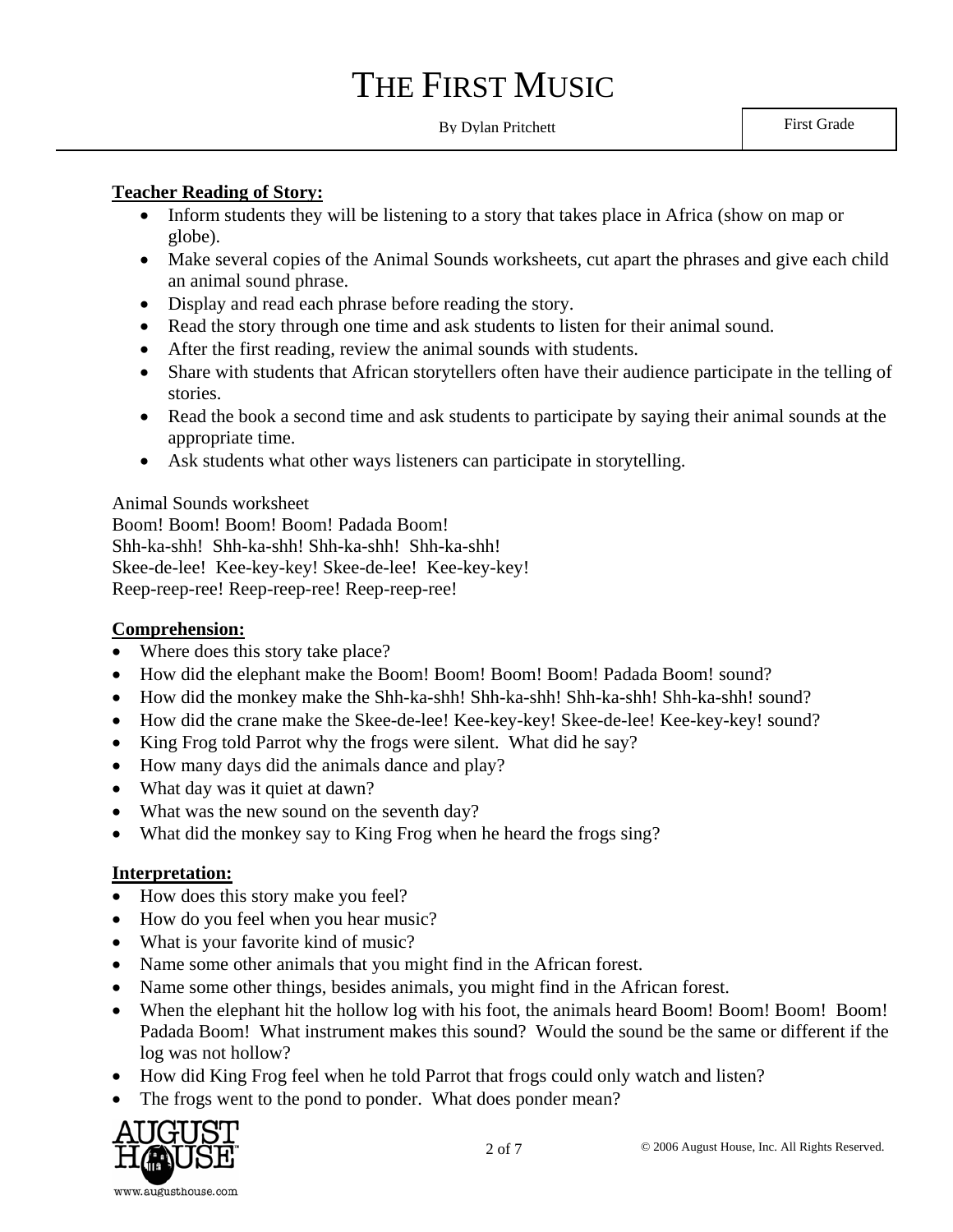# THE FIRST MUSIC

By Dylan Pritchett

First Grade

**Teacher Reading of Story:**

- Inform students they will be listening to a story that takes place in Africa (show on map or globe).
- Make several copies of the Animal Sounds worksheets, cut apart the phrases and give each child an animal sound phrase.
- Display and read each phrase before reading the story.
- Read the story through one time and ask students to listen for their animal sound.
- After the first reading, review the animal sounds with students.
- Share with students that African storytellers often have their audience participate in the telling of stories.
- Read the book a second time and ask students to participate by saying their animal sounds at the appropriate time.
- Ask students what other ways listeners can participate in storytelling.

Animal Sounds worksheet
Boom! Boom! Boom! Boom! Padada Boom!
Shh-ka-shh! Shh-ka-shh! Shh-ka-shh! Shh-ka-shh!
Skee-de-lee! Kee-key-key! Skee-de-lee! Kee-key-key!
Reep-reep-ree! Reep-reep-ree! Reep-reep-ree!

**Comprehension:**

- Where does this story take place?
- How did the elephant make the Boom! Boom! Boom! Boom! Padada Boom! sound?
- How did the monkey make the Shh-ka-shh! Shh-ka-shh! Shh-ka-shh! Shh-ka-shh! sound?
- How did the crane make the Skee-de-lee! Kee-key-key! Skee-de-lee! Kee-key-key! sound?
- King Frog told Parrot why the frogs were silent. What did he say?
- How many days did the animals dance and play?
- What day was it quiet at dawn?
- What was the new sound on the seventh day?
- What did the monkey say to King Frog when he heard the frogs sing?

**Interpretation:**

- How does this story make you feel?
- How do you feel when you hear music?
- What is your favorite kind of music?
- Name some other animals that you might find in the African forest.
- Name some other things, besides animals, you might find in the African forest.
- When the elephant hit the hollow log with his foot, the animals heard Boom! Boom! Boom! Boom! Padada Boom! What instrument makes this sound? Would the sound be the same or different if the log was not hollow?
- How did King Frog feel when he told Parrot that frogs could only watch and listen?
- The frogs went to the pond to ponder. What does ponder mean?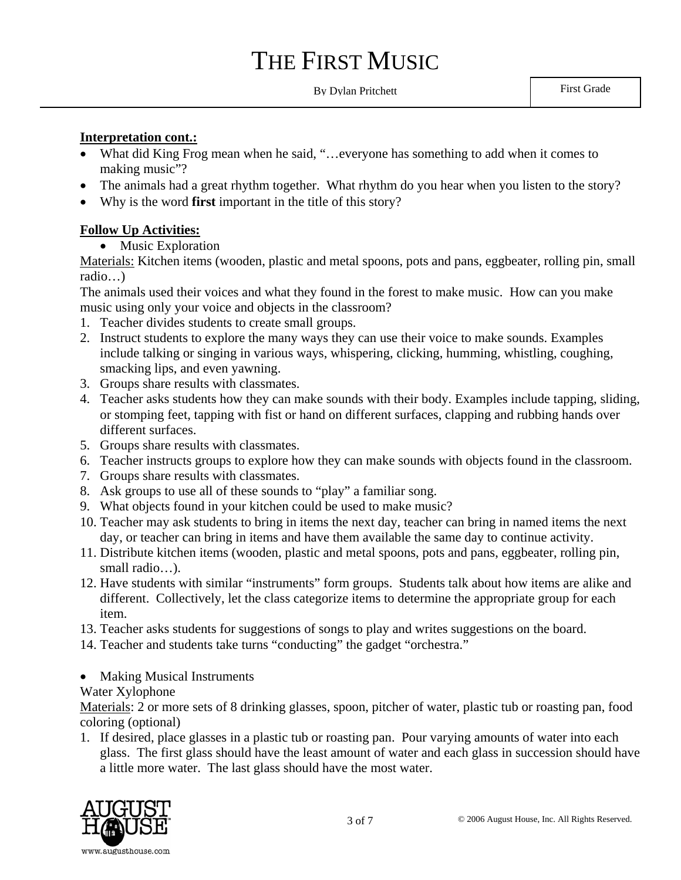**Interpretation cont.:**

- What did King Frog mean when he said, "…everyone has something to add when it comes to making music"?
- The animals had a great rhythm together. What rhythm do you hear when you listen to the story?
- Why is the word **first** important in the title of this story?

**Follow Up Activities:**

- Music Exploration

Materials: Kitchen items (wooden, plastic and metal spoons, pots and pans, eggbeater, rolling pin, small radio…)

The animals used their voices and what they found in the forest to make music. How can you make music using only your voice and objects in the classroom?

1. Teacher divides students to create small groups.
2. Instruct students to explore the many ways they can use their voice to make sounds. Examples include talking or singing in various ways, whispering, clicking, humming, whistling, coughing, smacking lips, and even yawning.
3. Groups share results with classmates.
4. Teacher asks students how they can make sounds with their body. Examples include tapping, sliding, or stomping feet, tapping with fist or hand on different surfaces, clapping and rubbing hands over different surfaces.
5. Groups share results with classmates.
6. Teacher instructs groups to explore how they can make sounds with objects found in the classroom.
7. Groups share results with classmates.
8. Ask groups to use all of these sounds to "play" a familiar song.
9. What objects found in your kitchen could be used to make music?
10. Teacher may ask students to bring in items the next day, teacher can bring in named items the next day, or teacher can bring in items and have them available the same day to continue activity.
11. Distribute kitchen items (wooden, plastic and metal spoons, pots and pans, eggbeater, rolling pin, small radio…).
12. Have students with similar "instruments" form groups. Students talk about how items are alike and different. Collectively, let the class categorize items to determine the appropriate group for each item.
13. Teacher asks students for suggestions of songs to play and writes suggestions on the board.
14. Teacher and students take turns "conducting" the gadget "orchestra."

- Making Musical Instruments

Water Xylophone

Materials: 2 or more sets of 8 drinking glasses, spoon, pitcher of water, plastic tub or roasting pan, food coloring (optional)

1. If desired, place glasses in a plastic tub or roasting pan. Pour varying amounts of water into each glass. The first glass should have the least amount of water and each glass in succession should have a little more water. The last glass should have the most water.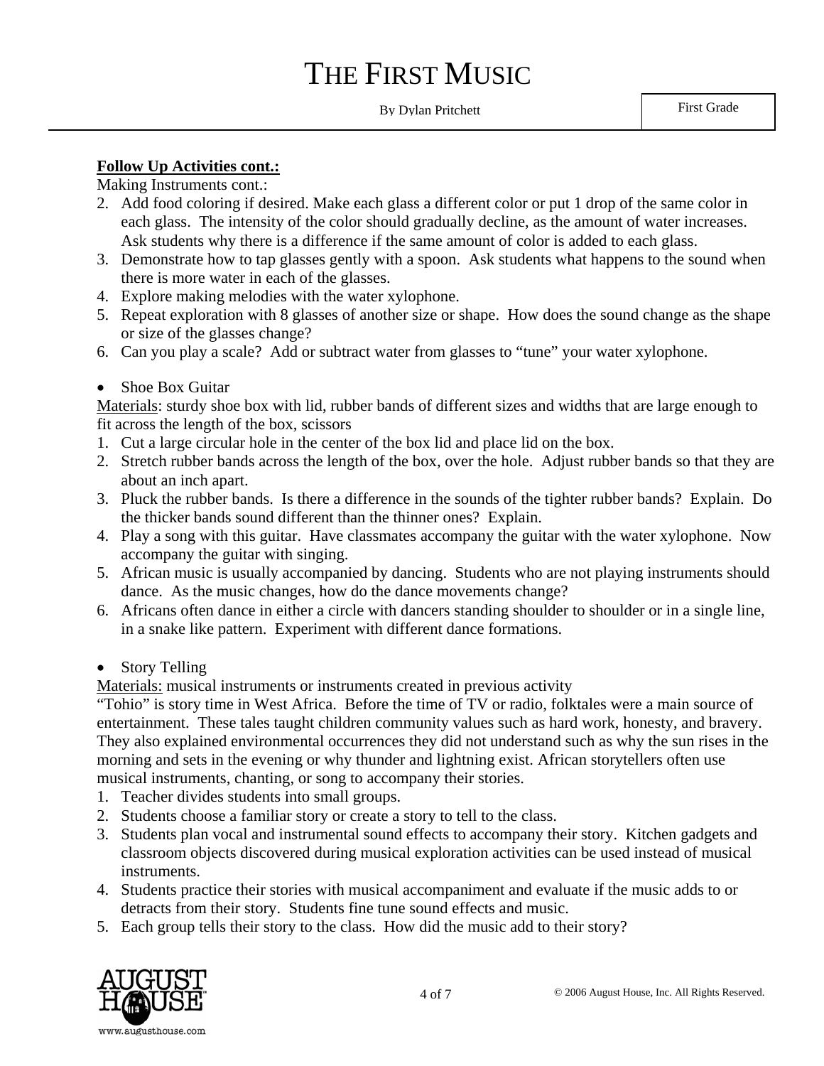**Follow Up Activities cont.:**

Making Instruments cont.:

2. Add food coloring if desired. Make each glass a different color or put 1 drop of the same color in each glass. The intensity of the color should gradually decline, as the amount of water increases. Ask students why there is a difference if the same amount of color is added to each glass.
3. Demonstrate how to tap glasses gently with a spoon. Ask students what happens to the sound when there is more water in each of the glasses.
4. Explore making melodies with the water xylophone.
5. Repeat exploration with 8 glasses of another size or shape. How does the sound change as the shape or size of the glasses change?
6. Can you play a scale? Add or subtract water from glasses to "tune" your water xylophone.

- Shoe Box Guitar

Materials: sturdy shoe box with lid, rubber bands of different sizes and widths that are large enough to fit across the length of the box, scissors

1. Cut a large circular hole in the center of the box lid and place lid on the box.
2. Stretch rubber bands across the length of the box, over the hole. Adjust rubber bands so that they are about an inch apart.
3. Pluck the rubber bands. Is there a difference in the sounds of the tighter rubber bands? Explain. Do the thicker bands sound different than the thinner ones? Explain.
4. Play a song with this guitar. Have classmates accompany the guitar with the water xylophone. Now accompany the guitar with singing.
5. African music is usually accompanied by dancing. Students who are not playing instruments should dance. As the music changes, how do the dance movements change?
6. Africans often dance in either a circle with dancers standing shoulder to shoulder or in a single line, in a snake like pattern. Experiment with different dance formations.

- Story Telling

Materials: musical instruments or instruments created in previous activity

"Tohio" is story time in West Africa. Before the time of TV or radio, folktales were a main source of entertainment. These tales taught children community values such as hard work, honesty, and bravery. They also explained environmental occurrences they did not understand such as why the sun rises in the morning and sets in the evening or why thunder and lightning exist. African storytellers often use musical instruments, chanting, or song to accompany their stories.

1. Teacher divides students into small groups.
2. Students choose a familiar story or create a story to tell to the class.
3. Students plan vocal and instrumental sound effects to accompany their story. Kitchen gadgets and classroom objects discovered during musical exploration activities can be used instead of musical instruments.
4. Students practice their stories with musical accompaniment and evaluate if the music adds to or detracts from their story. Students fine tune sound effects and music.
5. Each group tells their story to the class. How did the music add to their story?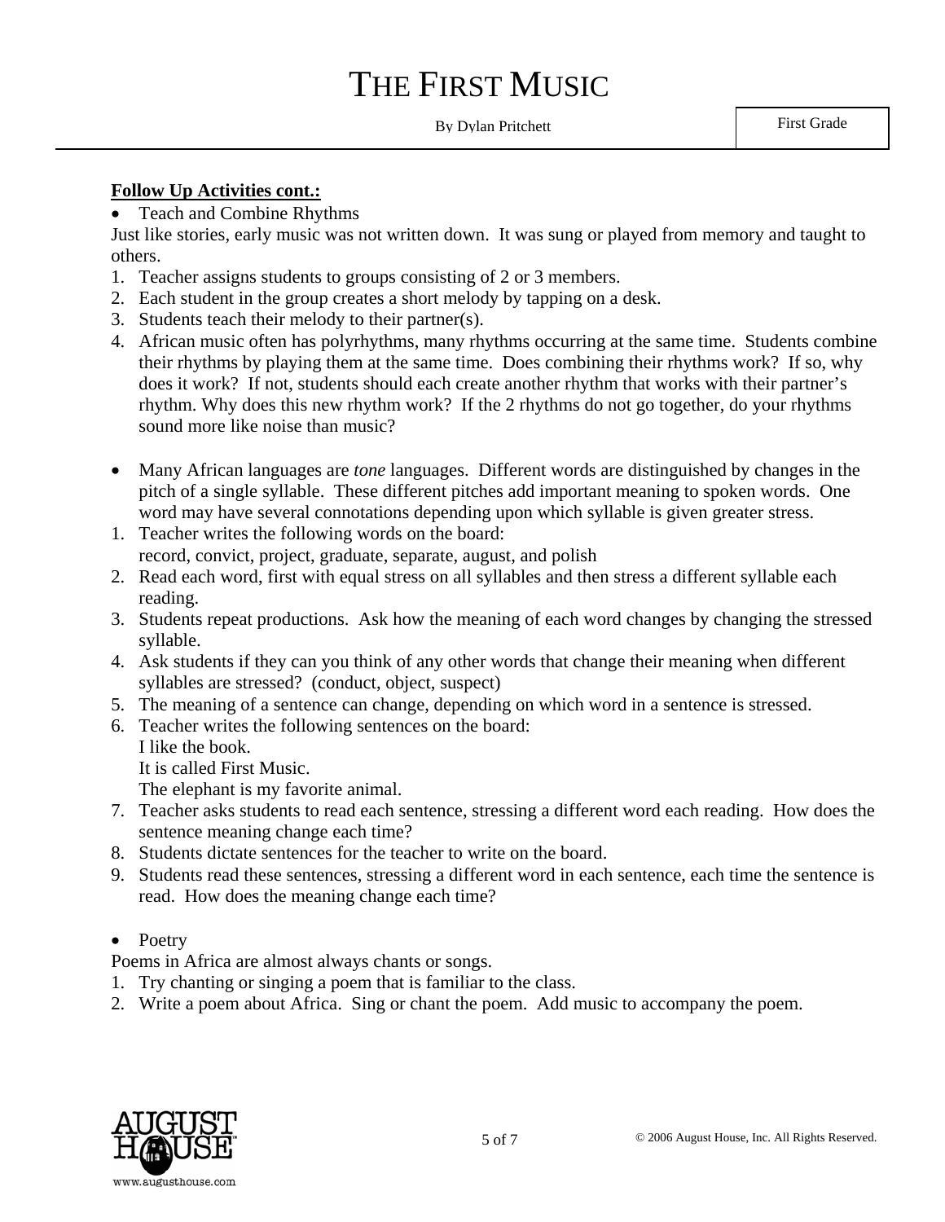**Follow Up Activities cont.:**

- Teach and Combine Rhythms

Just like stories, early music was not written down. It was sung or played from memory and taught to others.

1. Teacher assigns students to groups consisting of 2 or 3 members.
2. Each student in the group creates a short melody by tapping on a desk.
3. Students teach their melody to their partner(s).
4. African music often has polyrhythms, many rhythms occurring at the same time. Students combine their rhythms by playing them at the same time. Does combining their rhythms work? If so, why does it work? If not, students should each create another rhythm that works with their partner's rhythm. Why does this new rhythm work? If the 2 rhythms do not go together, do your rhythms sound more like noise than music?

- Many African languages are *tone* languages. Different words are distinguished by changes in the pitch of a single syllable. These different pitches add important meaning to spoken words. One word may have several connotations depending upon which syllable is given greater stress.

1. Teacher writes the following words on the board:
   record, convict, project, graduate, separate, august, and polish
2. Read each word, first with equal stress on all syllables and then stress a different syllable each reading.
3. Students repeat productions. Ask how the meaning of each word changes by changing the stressed syllable.
4. Ask students if they can you think of any other words that change their meaning when different syllables are stressed? (conduct, object, suspect)
5. The meaning of a sentence can change, depending on which word in a sentence is stressed.
6. Teacher writes the following sentences on the board:
   I like the book.
   It is called First Music.
   The elephant is my favorite animal.
7. Teacher asks students to read each sentence, stressing a different word each reading. How does the sentence meaning change each time?
8. Students dictate sentences for the teacher to write on the board.
9. Students read these sentences, stressing a different word in each sentence, each time the sentence is read. How does the meaning change each time?

- Poetry

Poems in Africa are almost always chants or songs.

1. Try chanting or singing a poem that is familiar to the class.
2. Write a poem about Africa. Sing or chant the poem. Add music to accompany the poem.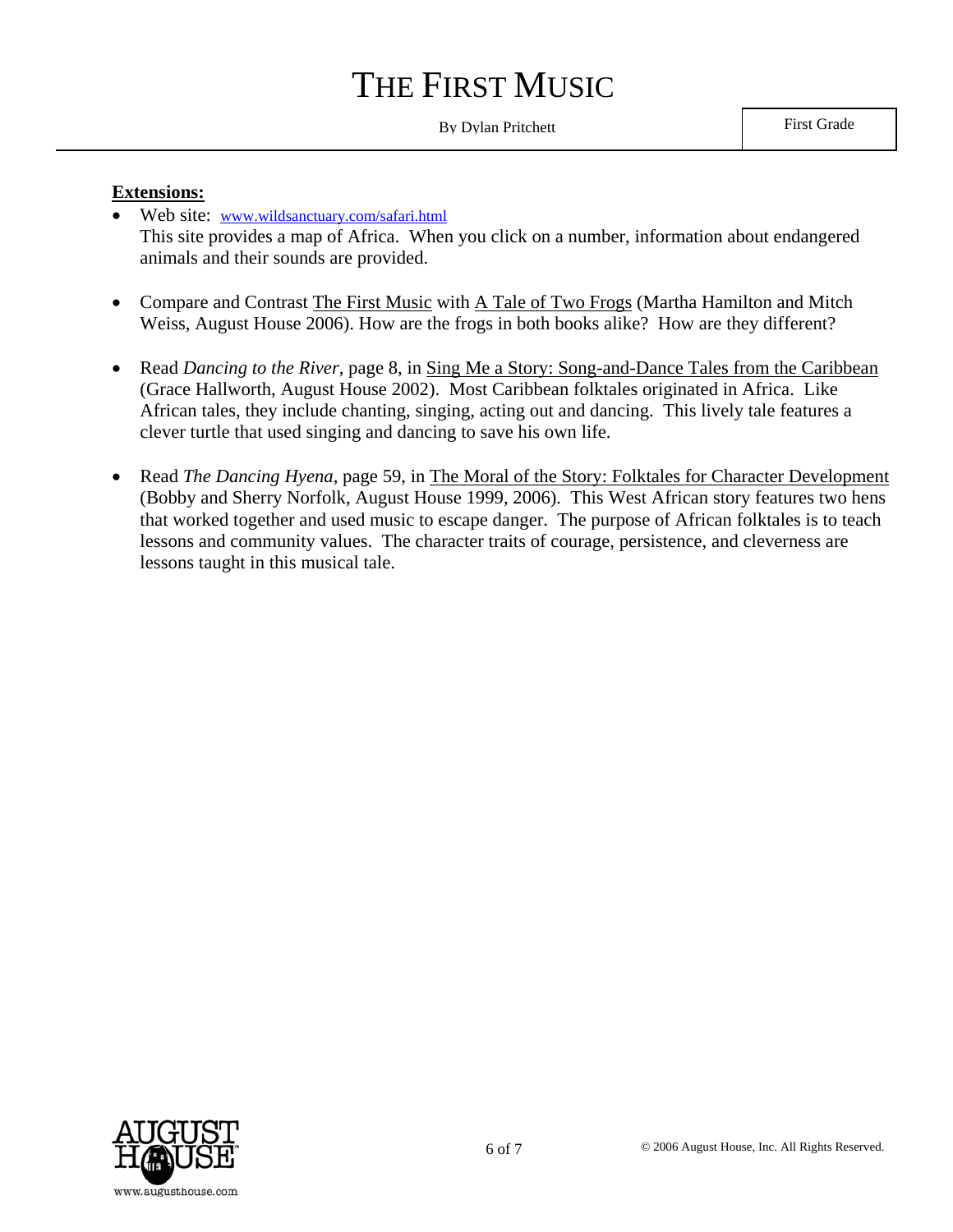**Extensions:**

- Web site: www.wildsanctuary.com/safari.html
  This site provides a map of Africa. When you click on a number, information about endangered animals and their sounds are provided.

- Compare and Contrast The First Music with A Tale of Two Frogs (Martha Hamilton and Mitch Weiss, August House 2006). How are the frogs in both books alike? How are they different?

- Read *Dancing to the River*, page 8, in Sing Me a Story: Song-and-Dance Tales from the Caribbean (Grace Hallworth, August House 2002). Most Caribbean folktales originated in Africa. Like African tales, they include chanting, singing, acting out and dancing. This lively tale features a clever turtle that used singing and dancing to save his own life.

- Read *The Dancing Hyena*, page 59, in The Moral of the Story: Folktales for Character Development (Bobby and Sherry Norfolk, August House 1999, 2006). This West African story features two hens that worked together and used music to escape danger. The purpose of African folktales is to teach lessons and community values. The character traits of courage, persistence, and cleverness are lessons taught in this musical tale.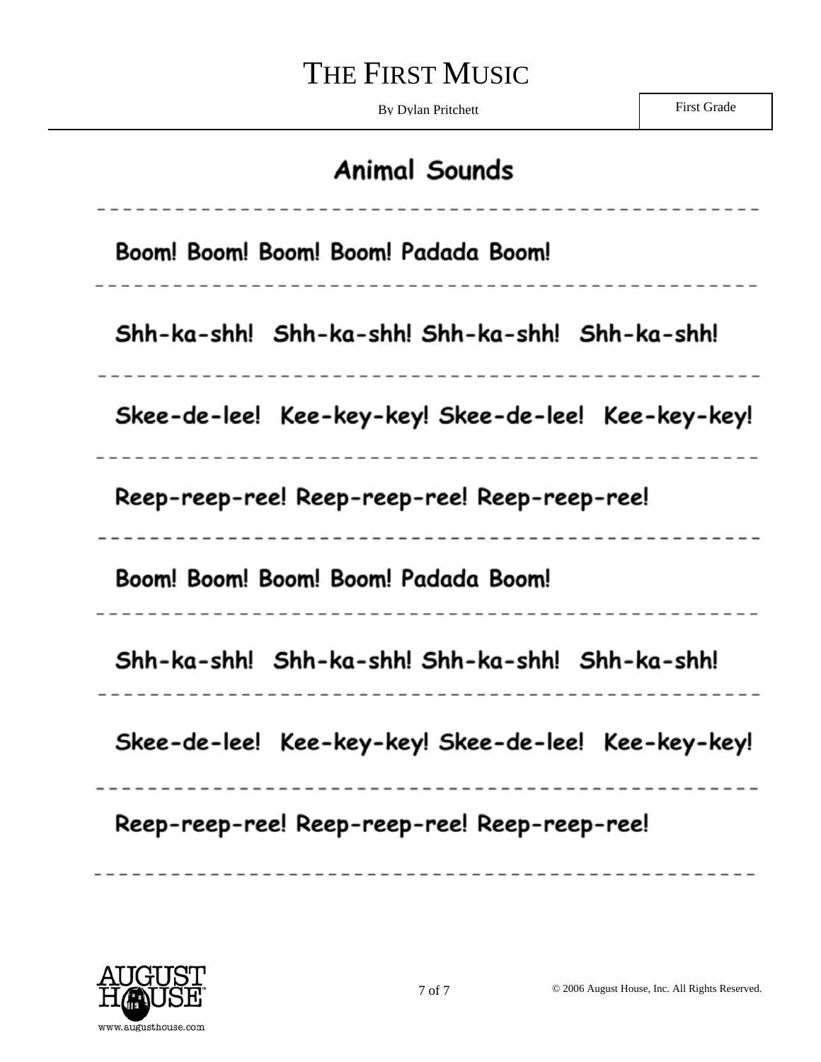# THE FIRST MUSIC

By Dylan Pritchett

First Grade

## Animal Sounds

Boom! Boom! Boom! Boom! Padada Boom!

Shh-ka-shh! Shh-ka-shh! Shh-ka-shh! Shh-ka-shh!

Skee-de-lee! Kee-key-key! Skee-de-lee! Kee-key-key!

Reep-reep-ree! Reep-reep-ree! Reep-reep-ree!

Boom! Boom! Boom! Boom! Padada Boom!

Shh-ka-shh! Shh-ka-shh! Shh-ka-shh! Shh-ka-shh!

Skee-de-lee! Kee-key-key! Skee-de-lee! Kee-key-key!

Reep-reep-ree! Reep-reep-ree! Reep-reep-ree!

AUGUST HOUSE
www.augusthouse.com

© 2006 August House, Inc. All Rights Reserved.